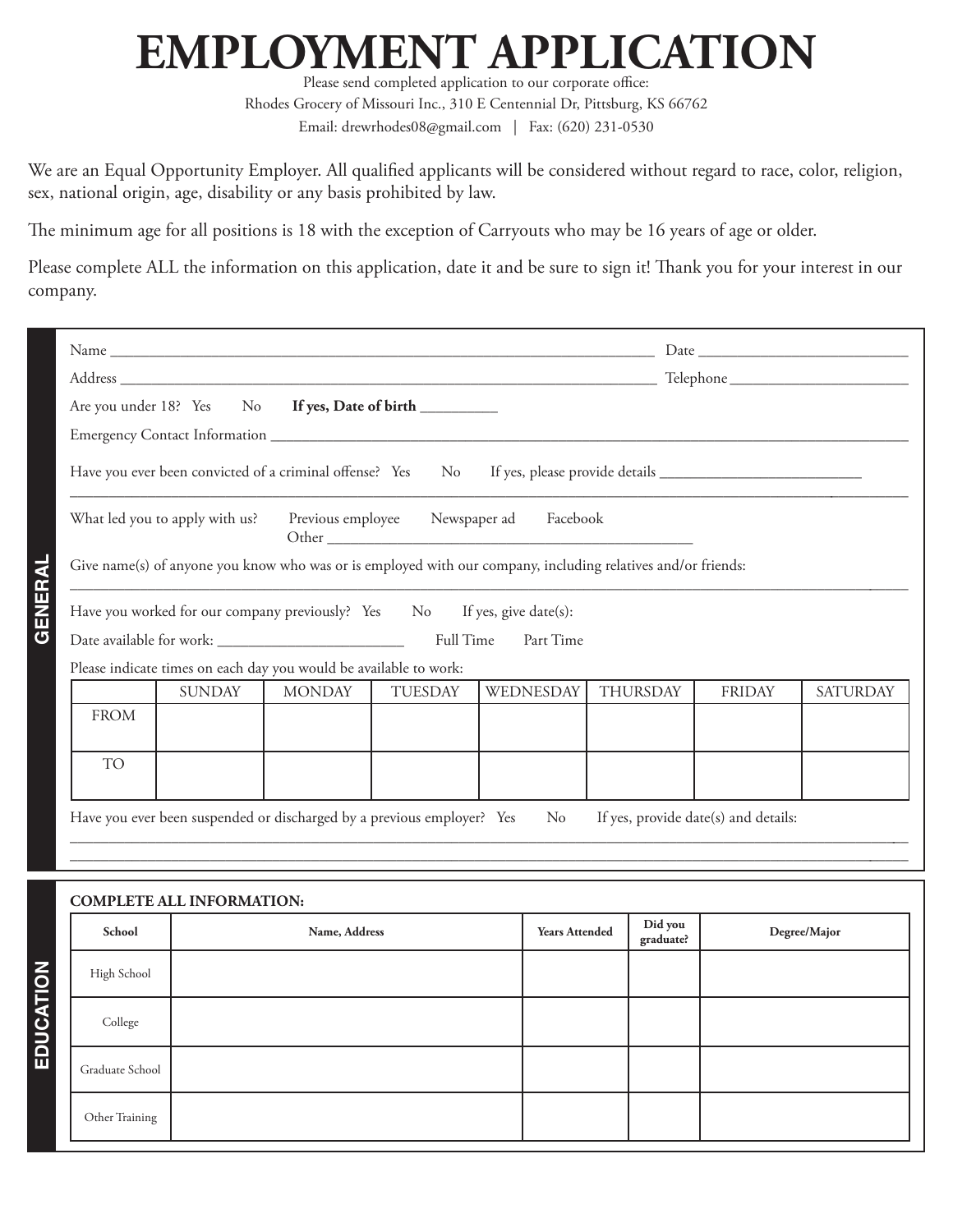# EMPLOYMENT APPLICATION

Please send completed application to our corporate office:
Rhodes Grocery of Missouri Inc., 310 E Centennial Dr, Pittsburg, KS 66762
Email: drewrhodes08@gmail.com | Fax: (620) 231-0530

We are an Equal Opportunity Employer. All qualified applicants will be considered without regard to race, color, religion, sex, national origin, age, disability or any basis prohibited by law.

The minimum age for all positions is 18 with the exception of Carryouts who may be 16 years of age or older.

Please complete ALL the information on this application, date it and be sure to sign it! Thank you for your interest in our company.

## GENERAL

Name ______________________________________________ Date ____________________

Address ____________________________________________ Telephone ________________

Are you under 18? Yes No **If yes, Date of birth** __________

Emergency Contact Information ______________________________________________

Have you ever been convicted of a criminal offense? Yes No If yes, please provide details __________________________

______________________________________________________________________

What led you to apply with us? Previous employee Newspaper ad Facebook
Other ______________________________________________

Give name(s) of anyone you know who was or is employed with our company, including relatives and/or friends:

______________________________________________________________________

Have you worked for our company previously? Yes No If yes, give date(s):

Date available for work: ________________________ Full Time Part Time

Please indicate times on each day you would be available to work:

| | SUNDAY | MONDAY | TUESDAY | WEDNESDAY | THURSDAY | FRIDAY | SATURDAY |
|---|---|---|---|---|---|---|---|
| FROM | | | | | | | |
| TO | | | | | | | |

Have you ever been suspended or discharged by a previous employer? Yes No If yes, provide date(s) and details:

______________________________________________________________________

______________________________________________________________________

## EDUCATION

**COMPLETE ALL INFORMATION:**

| School | Name, Address | Years Attended | Did you graduate? | Degree/Major |
|---|---|---|---|---|
| High School | | | | |
| College | | | | |
| Graduate School | | | | |
| Other Training | | | | |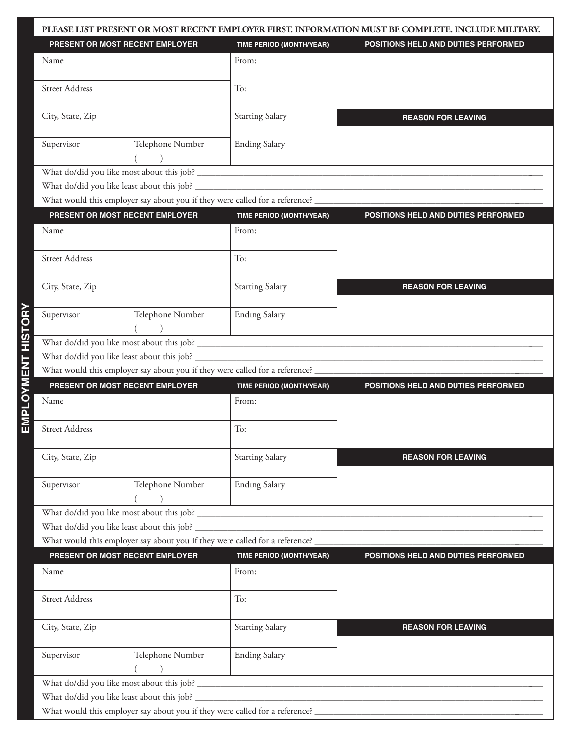## EMPLOYMENT HISTORY

**PLEASE LIST PRESENT OR MOST RECENT EMPLOYER FIRST. INFORMATION MUST BE COMPLETE. INCLUDE MILITARY.**

| PRESENT OR MOST RECENT EMPLOYER | | TIME PERIOD (MONTH/YEAR) | POSITIONS HELD AND DUTIES PERFORMED |
|---|---|---|---|
| Name | | From: | |
| Street Address | | To: | |
| City, State, Zip | | Starting Salary | **REASON FOR LEAVING** |
| Supervisor | Telephone Number ( ) | Ending Salary | |

What do/did you like most about this job? ______________________________

What do/did you like least about this job? ______________________________

What would this employer say about you if they were called for a reference? ______________________________

| PRESENT OR MOST RECENT EMPLOYER | | TIME PERIOD (MONTH/YEAR) | POSITIONS HELD AND DUTIES PERFORMED |
|---|---|---|---|
| Name | | From: | |
| Street Address | | To: | |
| City, State, Zip | | Starting Salary | **REASON FOR LEAVING** |
| Supervisor | Telephone Number ( ) | Ending Salary | |

What do/did you like most about this job? ______________________________

What do/did you like least about this job? ______________________________

What would this employer say about you if they were called for a reference? ______________________________

| PRESENT OR MOST RECENT EMPLOYER | | TIME PERIOD (MONTH/YEAR) | POSITIONS HELD AND DUTIES PERFORMED |
|---|---|---|---|
| Name | | From: | |
| Street Address | | To: | |
| City, State, Zip | | Starting Salary | **REASON FOR LEAVING** |
| Supervisor | Telephone Number ( ) | Ending Salary | |

What do/did you like most about this job? ______________________________

What do/did you like least about this job? ______________________________

What would this employer say about you if they were called for a reference? ______________________________

| PRESENT OR MOST RECENT EMPLOYER | | TIME PERIOD (MONTH/YEAR) | POSITIONS HELD AND DUTIES PERFORMED |
|---|---|---|---|
| Name | | From: | |
| Street Address | | To: | |
| City, State, Zip | | Starting Salary | **REASON FOR LEAVING** |
| Supervisor | Telephone Number ( ) | Ending Salary | |

What do/did you like most about this job? ______________________________

What do/did you like least about this job? ______________________________

What would this employer say about you if they were called for a reference? ______________________________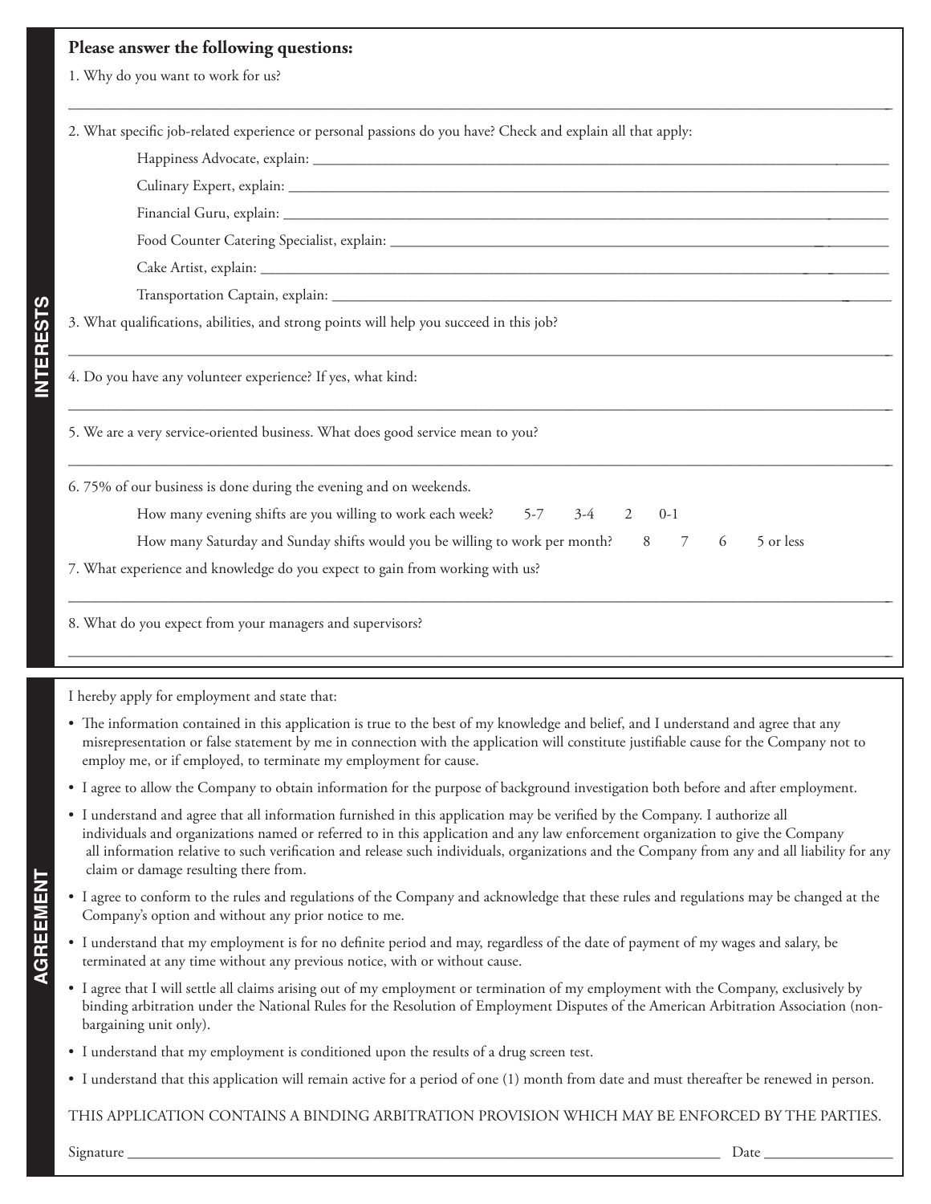## INTERESTS

**Please answer the following questions:**

1. Why do you want to work for us?

_______________________________________________________________________________

2. What specific job-related experience or personal passions do you have? Check and explain all that apply:

   Happiness Advocate, explain: _______________________________________________

   Culinary Expert, explain: _______________________________________________

   Financial Guru, explain: _______________________________________________

   Food Counter Catering Specialist, explain: _______________________________________________

   Cake Artist, explain: _______________________________________________

   Transportation Captain, explain: _______________________________________________

3. What qualifications, abilities, and strong points will help you succeed in this job?

_______________________________________________________________________________

4. Do you have any volunteer experience? If yes, what kind:

_______________________________________________________________________________

5. We are a very service-oriented business. What does good service mean to you?

_______________________________________________________________________________

6. 75% of our business is done during the evening and on weekends.

   How many evening shifts are you willing to work each week? 5-7 3-4 2 0-1

   How many Saturday and Sunday shifts would you be willing to work per month? 8 7 6 5 or less

7. What experience and knowledge do you expect to gain from working with us?

_______________________________________________________________________________

8. What do you expect from your managers and supervisors?

_______________________________________________________________________________

## AGREEMENT

I hereby apply for employment and state that:

- The information contained in this application is true to the best of my knowledge and belief, and I understand and agree that any misrepresentation or false statement by me in connection with the application will constitute justifiable cause for the Company not to employ me, or if employed, to terminate my employment for cause.
- I agree to allow the Company to obtain information for the purpose of background investigation both before and after employment.
- I understand and agree that all information furnished in this application may be verified by the Company. I authorize all individuals and organizations named or referred to in this application and any law enforcement organization to give the Company all information relative to such verification and release such individuals, organizations and the Company from any and all liability for any claim or damage resulting there from.
- I agree to conform to the rules and regulations of the Company and acknowledge that these rules and regulations may be changed at the Company's option and without any prior notice to me.
- I understand that my employment is for no definite period and may, regardless of the date of payment of my wages and salary, be terminated at any time without any previous notice, with or without cause.
- I agree that I will settle all claims arising out of my employment or termination of my employment with the Company, exclusively by binding arbitration under the National Rules for the Resolution of Employment Disputes of the American Arbitration Association (non-bargaining unit only).
- I understand that my employment is conditioned upon the results of a drug screen test.
- I understand that this application will remain active for a period of one (1) month from date and must thereafter be renewed in person.

THIS APPLICATION CONTAINS A BINDING ARBITRATION PROVISION WHICH MAY BE ENFORCED BY THE PARTIES.

Signature _______________________________________________ Date ____________________